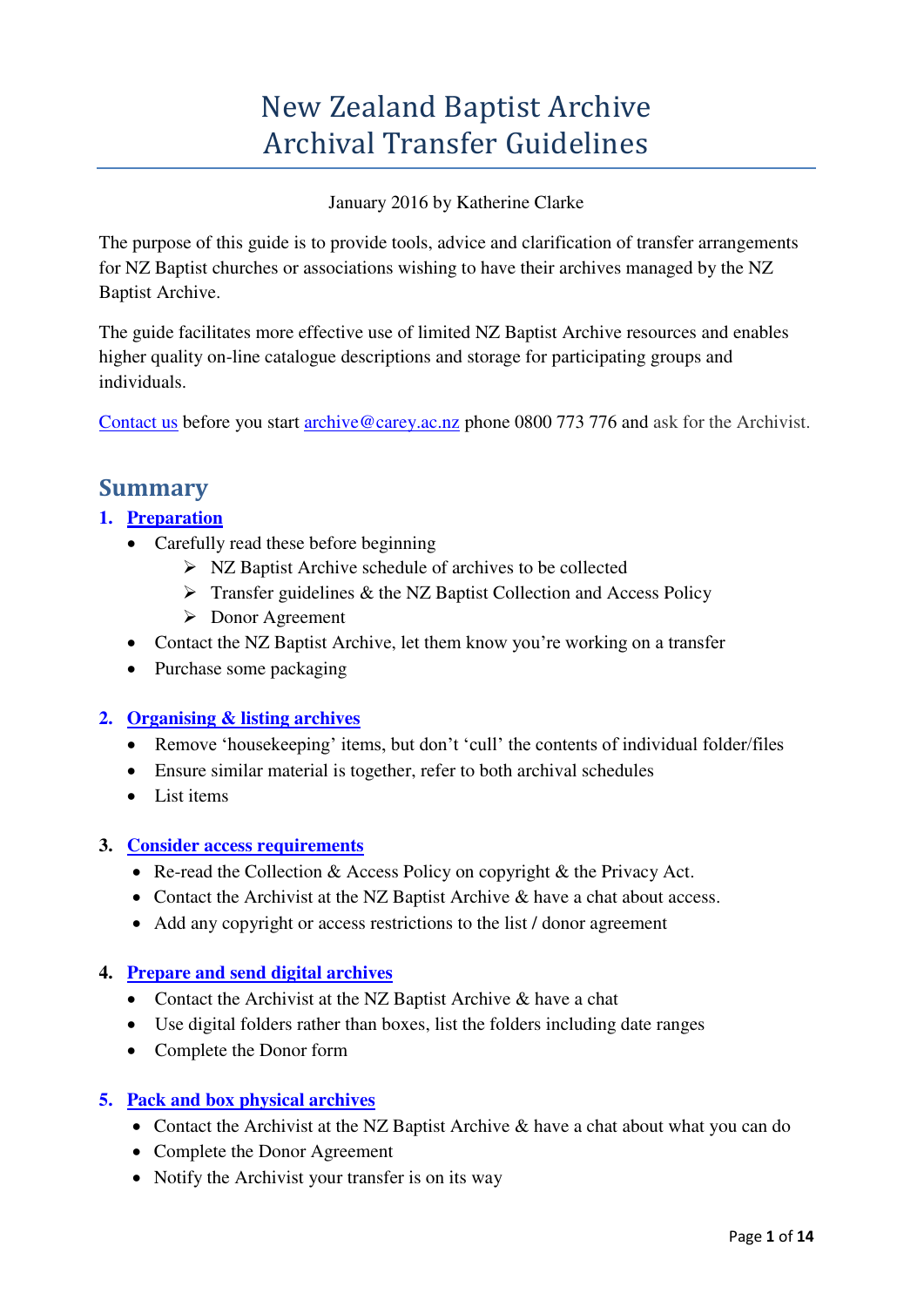# New Zealand Baptist Archive
# Archival Transfer Guidelines

January 2016 by Katherine Clarke

The purpose of this guide is to provide tools, advice and clarification of transfer arrangements for NZ Baptist churches or associations wishing to have their archives managed by the NZ Baptist Archive.

The guide facilitates more effective use of limited NZ Baptist Archive resources and enables higher quality on-line catalogue descriptions and storage for participating groups and individuals.

Contact us before you start archive@carey.ac.nz phone 0800 773 776 and ask for the Archivist.

## Summary

### 1. Preparation

- Carefully read these before beginning
  - NZ Baptist Archive schedule of archives to be collected
  - Transfer guidelines & the NZ Baptist Collection and Access Policy
  - Donor Agreement
- Contact the NZ Baptist Archive, let them know you're working on a transfer
- Purchase some packaging

### 2. Organising & listing archives

- Remove 'housekeeping' items, but don't 'cull' the contents of individual folder/files
- Ensure similar material is together, refer to both archival schedules
- List items

### 3. Consider access requirements

- Re-read the Collection & Access Policy on copyright & the Privacy Act.
- Contact the Archivist at the NZ Baptist Archive & have a chat about access.
- Add any copyright or access restrictions to the list / donor agreement

### 4. Prepare and send digital archives

- Contact the Archivist at the NZ Baptist Archive & have a chat
- Use digital folders rather than boxes, list the folders including date ranges
- Complete the Donor form

### 5. Pack and box physical archives

- Contact the Archivist at the NZ Baptist Archive & have a chat about what you can do
- Complete the Donor Agreement
- Notify the Archivist your transfer is on its way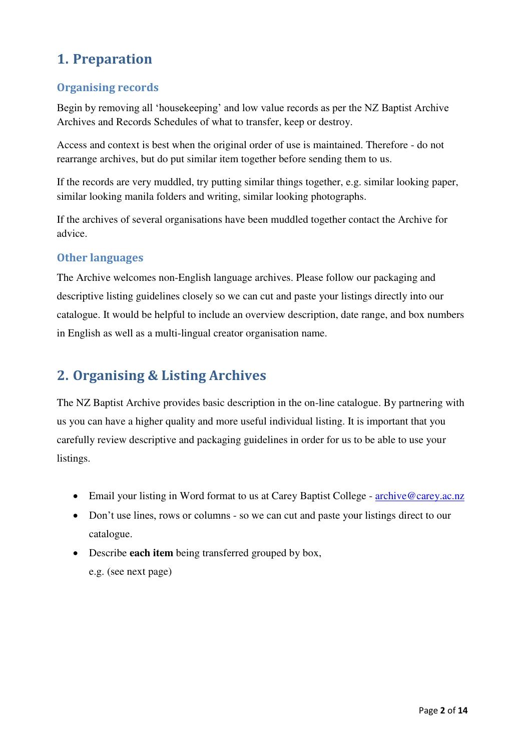# 1. Preparation

## Organising records

Begin by removing all 'housekeeping' and low value records as per the NZ Baptist Archive Archives and Records Schedules of what to transfer, keep or destroy.

Access and context is best when the original order of use is maintained. Therefore - do not rearrange archives, but do put similar item together before sending them to us.

If the records are very muddled, try putting similar things together, e.g. similar looking paper, similar looking manila folders and writing, similar looking photographs.

If the archives of several organisations have been muddled together contact the Archive for advice.

## Other languages

The Archive welcomes non-English language archives. Please follow our packaging and descriptive listing guidelines closely so we can cut and paste your listings directly into our catalogue. It would be helpful to include an overview description, date range, and box numbers in English as well as a multi-lingual creator organisation name.

# 2. Organising & Listing Archives

The NZ Baptist Archive provides basic description in the on-line catalogue. By partnering with us you can have a higher quality and more useful individual listing. It is important that you carefully review descriptive and packaging guidelines in order for us to be able to use your listings.

- Email your listing in Word format to us at Carey Baptist College - archive@carey.ac.nz
- Don't use lines, rows or columns - so we can cut and paste your listings direct to our catalogue.
- Describe **each item** being transferred grouped by box,
  e.g. (see next page)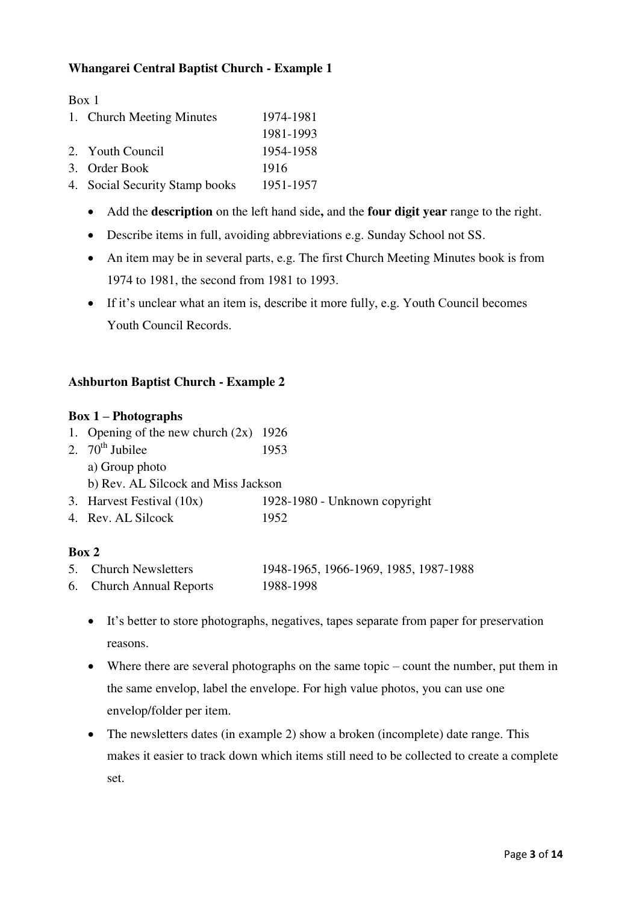**Whangarei Central Baptist Church - Example 1**

Box 1

| | |
|---|---|
| 1. Church Meeting Minutes | 1974-1981 |
| | 1981-1993 |
| 2. Youth Council | 1954-1958 |
| 3. Order Book | 1916 |
| 4. Social Security Stamp books | 1951-1957 |

- Add the **description** on the left hand side**,** and the **four digit year** range to the right.
- Describe items in full, avoiding abbreviations e.g. Sunday School not SS.
- An item may be in several parts, e.g. The first Church Meeting Minutes book is from 1974 to 1981, the second from 1981 to 1993.
- If it's unclear what an item is, describe it more fully, e.g. Youth Council becomes Youth Council Records.

**Ashburton Baptist Church - Example 2**

**Box 1 – Photographs**

| | |
|---|---|
| 1. Opening of the new church (2x) | 1926 |
| 2. 70th Jubilee | 1953 |
| a) Group photo | |
| b) Rev. AL Silcock and Miss Jackson | |
| 3. Harvest Festival (10x) | 1928-1980 - Unknown copyright |
| 4. Rev. AL Silcock | 1952 |

**Box 2**

| | |
|---|---|
| 5. Church Newsletters | 1948-1965, 1966-1969, 1985, 1987-1988 |
| 6. Church Annual Reports | 1988-1998 |

- It's better to store photographs, negatives, tapes separate from paper for preservation reasons.
- Where there are several photographs on the same topic – count the number, put them in the same envelop, label the envelope. For high value photos, you can use one envelop/folder per item.
- The newsletters dates (in example 2) show a broken (incomplete) date range. This makes it easier to track down which items still need to be collected to create a complete set.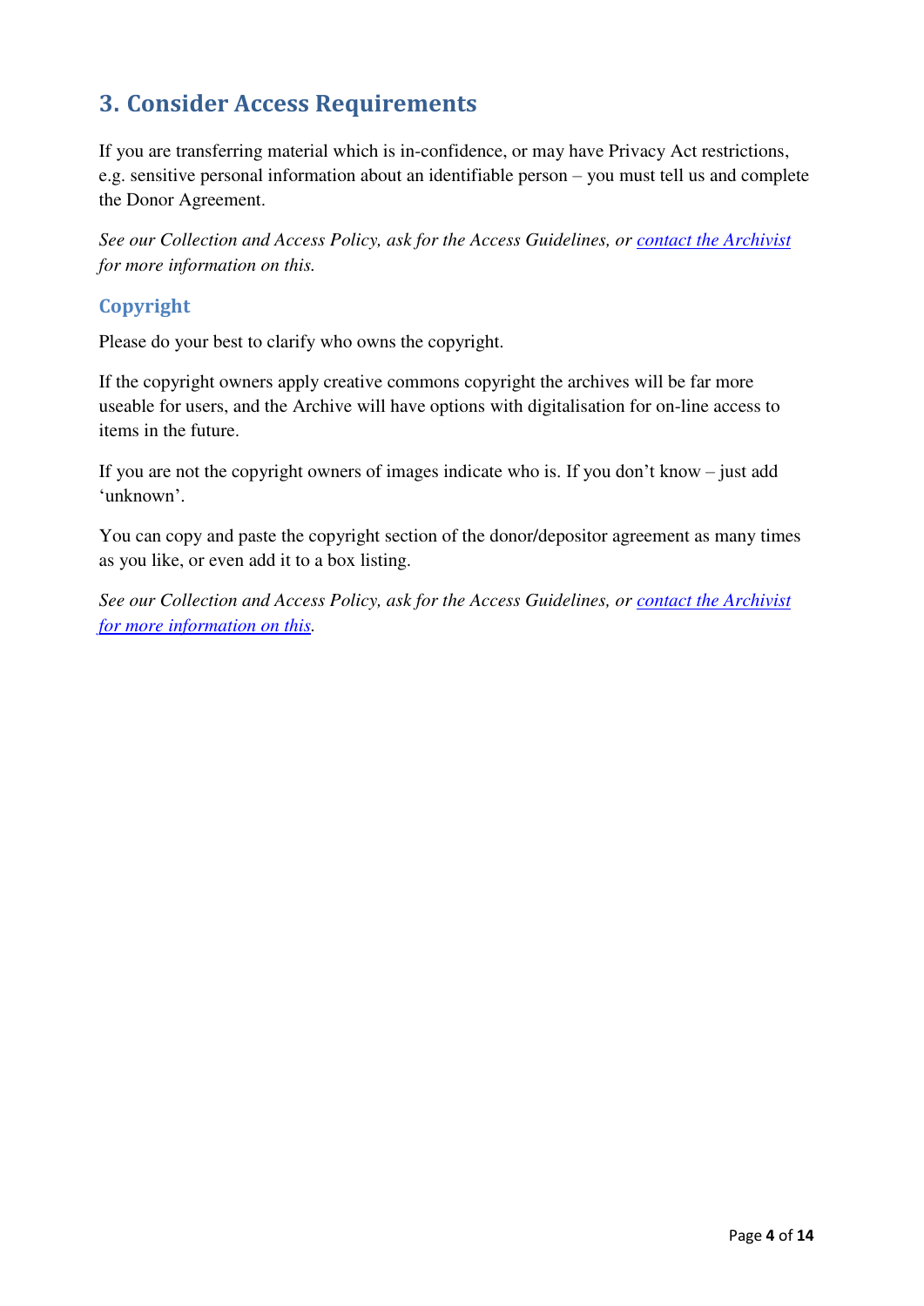## 3. Consider Access Requirements

If you are transferring material which is in-confidence, or may have Privacy Act restrictions, e.g. sensitive personal information about an identifiable person – you must tell us and complete the Donor Agreement.

*See our Collection and Access Policy, ask for the Access Guidelines, or contact the Archivist for more information on this.*

### Copyright

Please do your best to clarify who owns the copyright.

If the copyright owners apply creative commons copyright the archives will be far more useable for users, and the Archive will have options with digitalisation for on-line access to items in the future.

If you are not the copyright owners of images indicate who is. If you don't know – just add 'unknown'.

You can copy and paste the copyright section of the donor/depositor agreement as many times as you like, or even add it to a box listing.

*See our Collection and Access Policy, ask for the Access Guidelines, or contact the Archivist for more information on this.*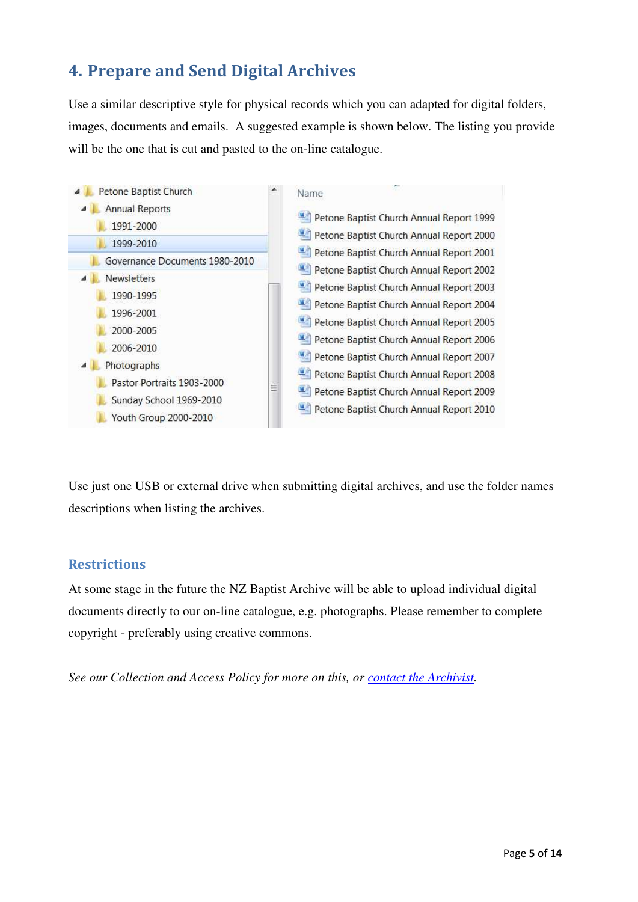## 4. Prepare and Send Digital Archives

Use a similar descriptive style for physical records which you can adapted for digital folders, images, documents and emails. A suggested example is shown below. The listing you provide will be the one that is cut and pasted to the on-line catalogue.

- Petone Baptist Church
  - Annual Reports
    - 1991-2000
    - 1999-2010
  - Governance Documents 1980-2010
  - Newsletters
    - 1990-1995
    - 1996-2001
    - 2000-2005
    - 2006-2010
  - Photographs
    - Pastor Portraits 1903-2000
    - Sunday School 1969-2010
    - Youth Group 2000-2010

| Name |
| --- |
| Petone Baptist Church Annual Report 1999 |
| Petone Baptist Church Annual Report 2000 |
| Petone Baptist Church Annual Report 2001 |
| Petone Baptist Church Annual Report 2002 |
| Petone Baptist Church Annual Report 2003 |
| Petone Baptist Church Annual Report 2004 |
| Petone Baptist Church Annual Report 2005 |
| Petone Baptist Church Annual Report 2006 |
| Petone Baptist Church Annual Report 2007 |
| Petone Baptist Church Annual Report 2008 |
| Petone Baptist Church Annual Report 2009 |
| Petone Baptist Church Annual Report 2010 |

Use just one USB or external drive when submitting digital archives, and use the folder names descriptions when listing the archives.

### Restrictions

At some stage in the future the NZ Baptist Archive will be able to upload individual digital documents directly to our on-line catalogue, e.g. photographs. Please remember to complete copyright - preferably using creative commons.

*See our Collection and Access Policy for more on this, or [contact the Archivist](#).*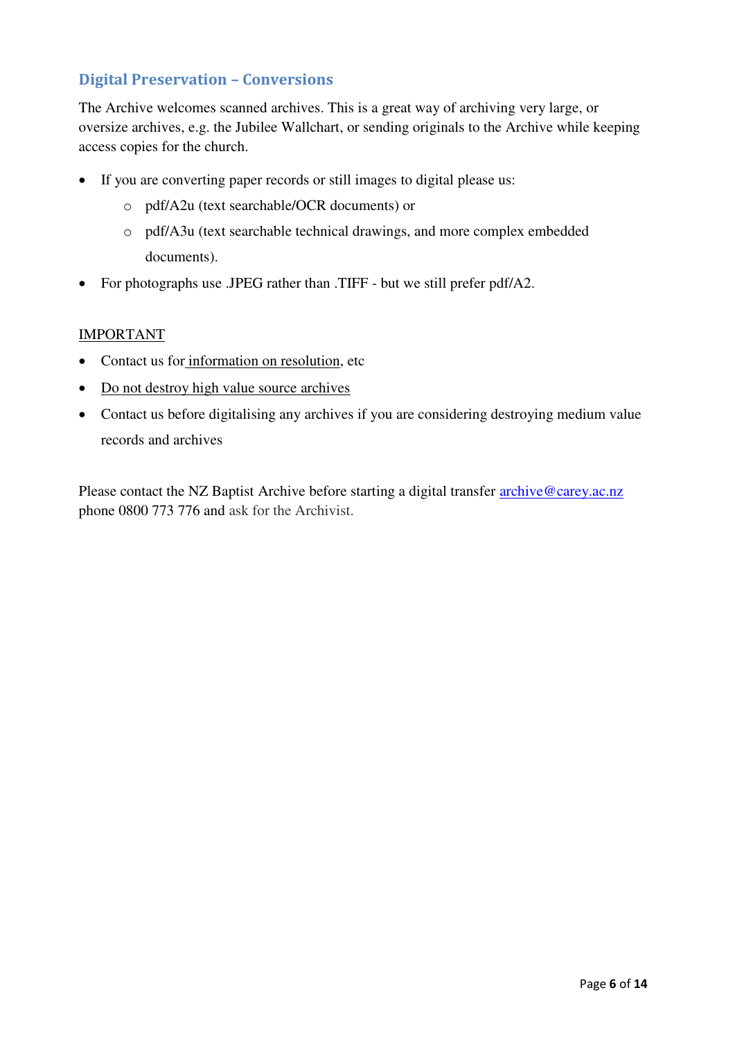## Digital Preservation – Conversions

The Archive welcomes scanned archives. This is a great way of archiving very large, or oversize archives, e.g. the Jubilee Wallchart, or sending originals to the Archive while keeping access copies for the church.

- If you are converting paper records or still images to digital please us:
  - pdf/A2u (text searchable/OCR documents) or
  - pdf/A3u (text searchable technical drawings, and more complex embedded documents).
- For photographs use .JPEG rather than .TIFF - but we still prefer pdf/A2.

IMPORTANT

- Contact us for information on resolution, etc
- Do not destroy high value source archives
- Contact us before digitalising any archives if you are considering destroying medium value records and archives

Please contact the NZ Baptist Archive before starting a digital transfer archive@carey.ac.nz phone 0800 773 776 and ask for the Archivist.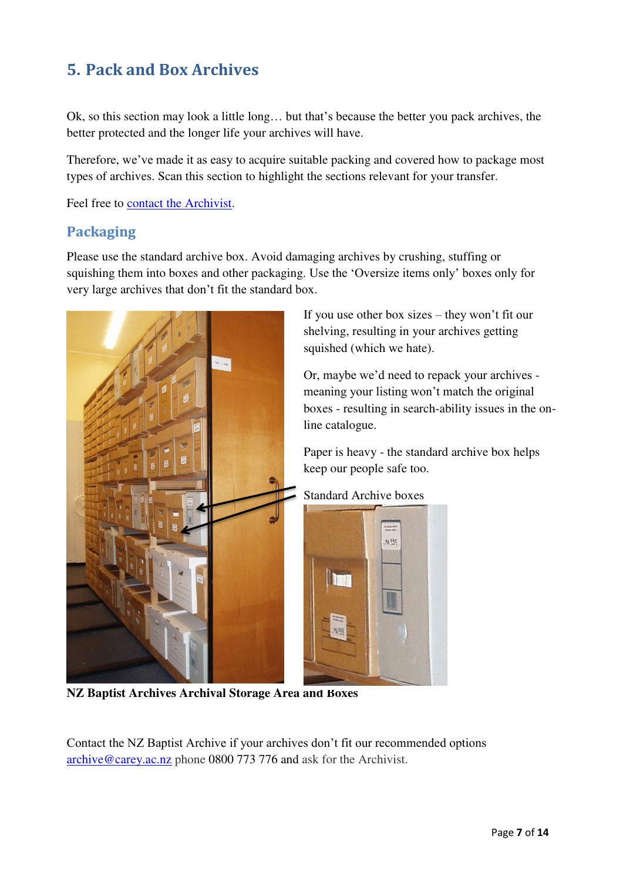## 5. Pack and Box Archives

Ok, so this section may look a little long… but that's because the better you pack archives, the better protected and the longer life your archives will have.

Therefore, we've made it as easy to acquire suitable packing and covered how to package most types of archives. Scan this section to highlight the sections relevant for your transfer.

Feel free to contact the Archivist.

### Packaging

Please use the standard archive box. Avoid damaging archives by crushing, stuffing or squishing them into boxes and other packaging. Use the 'Oversize items only' boxes only for very large archives that don't fit the standard box.

If you use other box sizes – they won't fit our shelving, resulting in your archives getting squished (which we hate).

Or, maybe we'd need to repack your archives - meaning your listing won't match the original boxes - resulting in search-ability issues in the on-line catalogue.

Paper is heavy - the standard archive box helps keep our people safe too.

Standard Archive boxes

**NZ Baptist Archives Archival Storage Area and Boxes**

Contact the NZ Baptist Archive if your archives don't fit our recommended options archive@carey.ac.nz phone 0800 773 776 and ask for the Archivist.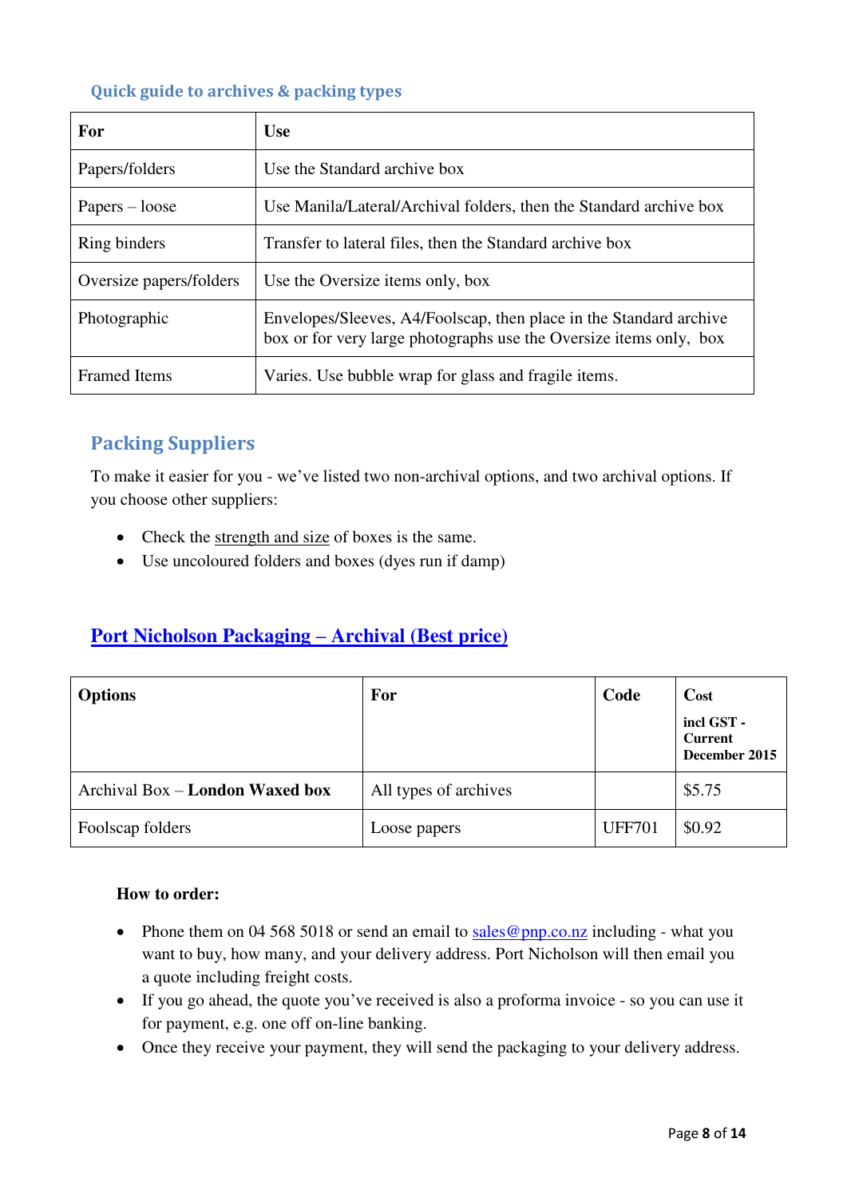### Quick guide to archives & packing types

| For | Use |
| --- | --- |
| Papers/folders | Use the Standard archive box |
| Papers – loose | Use Manila/Lateral/Archival folders, then the Standard archive box |
| Ring binders | Transfer to lateral files, then the Standard archive box |
| Oversize papers/folders | Use the Oversize items only, box |
| Photographic | Envelopes/Sleeves, A4/Foolscap, then place in the Standard archive box or for very large photographs use the Oversize items only, box |
| Framed Items | Varies. Use bubble wrap for glass and fragile items. |

## Packing Suppliers

To make it easier for you - we've listed two non-archival options, and two archival options. If you choose other suppliers:

- Check the strength and size of boxes is the same.
- Use uncoloured folders and boxes (dyes run if damp)

### Port Nicholson Packaging – Archival (Best price)

| Options | For | Code | Cost **incl GST - Current December 2015** |
| --- | --- | --- | --- |
| Archival Box – **London Waxed box** | All types of archives | | $5.75 |
| Foolscap folders | Loose papers | UFF701 | $0.92 |

**How to order:**

- Phone them on 04 568 5018 or send an email to sales@pnp.co.nz including - what you want to buy, how many, and your delivery address. Port Nicholson will then email you a quote including freight costs.
- If you go ahead, the quote you've received is also a proforma invoice - so you can use it for payment, e.g. one off on-line banking.
- Once they receive your payment, they will send the packaging to your delivery address.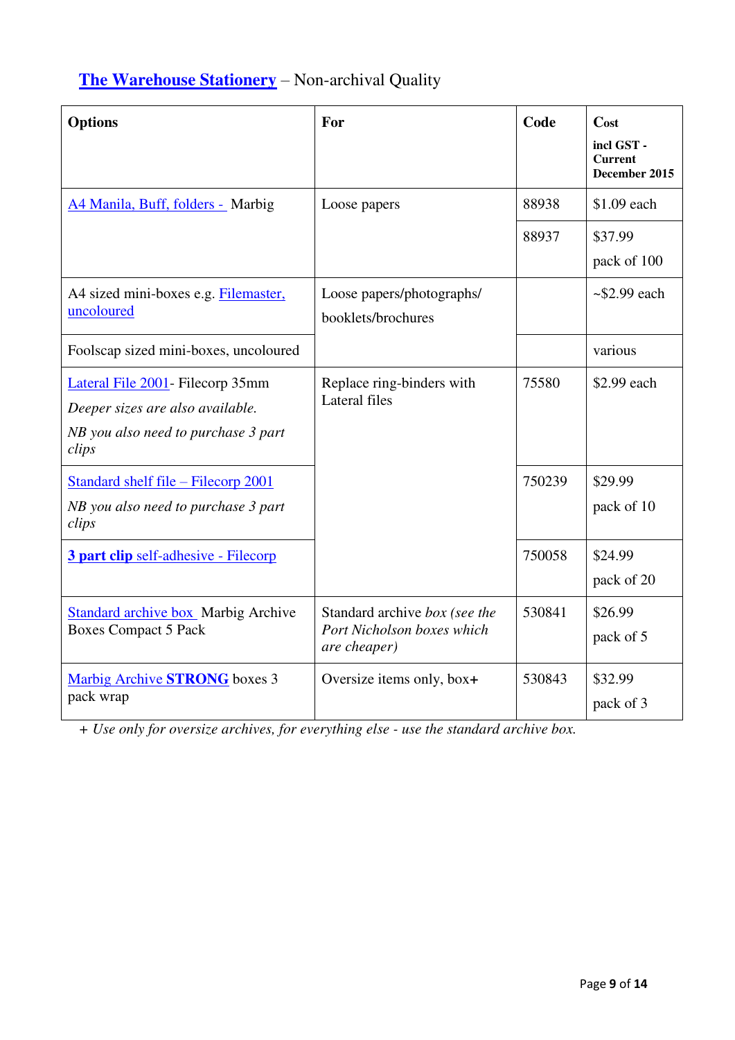## The Warehouse Stationery – Non-archival Quality

| Options | For | Code | Cost incl GST - Current December 2015 |
|---|---|---|---|
| A4 Manila, Buff, folders - Marbig | Loose papers | 88938 | $1.09 each |
| | | 88937 | $37.99 pack of 100 |
| A4 sized mini-boxes e.g. Filemaster, uncoloured | Loose papers/photographs/ booklets/brochures | | ~$2.99 each |
| Foolscap sized mini-boxes, uncoloured | | | various |
| Lateral File 2001- Filecorp 35mm *Deeper sizes are also available.* *NB you also need to purchase 3 part clips* | Replace ring-binders with Lateral files | 75580 | $2.99 each |
| Standard shelf file – Filecorp 2001 *NB you also need to purchase 3 part clips* | | 750239 | $29.99 pack of 10 |
| **3 part clip** self-adhesive - Filecorp | | 750058 | $24.99 pack of 20 |
| Standard archive box Marbig Archive Boxes Compact 5 Pack | Standard archive *box (see the Port Nicholson boxes which are cheaper)* | 530841 | $26.99 pack of 5 |
| Marbig Archive **STRONG** boxes 3 pack wrap | Oversize items only, box**+** | 530843 | $32.99 pack of 3 |

*+ Use only for oversize archives, for everything else - use the standard archive box.*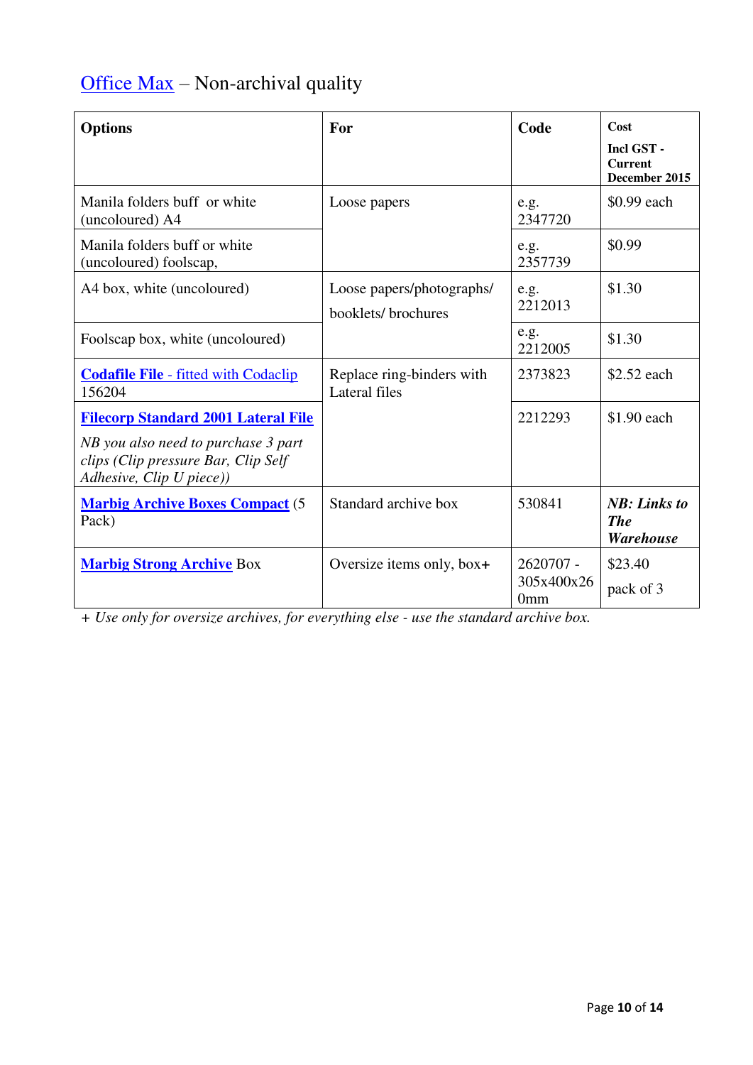## Office Max – Non-archival quality

| Options | For | Code | Cost<br>**Incl GST - Current December 2015** |
|---|---|---|---|
| Manila folders buff or white (uncoloured) A4 | Loose papers | e.g. 2347720 | $0.99 each |
| Manila folders buff or white (uncoloured) foolscap, | | e.g. 2357739 | $0.99 |
| A4 box, white (uncoloured) | Loose papers/photographs/ booklets/ brochures | e.g. 2212013 | $1.30 |
| Foolscap box, white (uncoloured) | | e.g. 2212005 | $1.30 |
| **Codafile File** - fitted with Codaclip 156204 | Replace ring-binders with Lateral files | 2373823 | $2.52 each |
| **Filecorp Standard 2001 Lateral File**<br>*NB you also need to purchase 3 part clips (Clip pressure Bar, Clip Self Adhesive, Clip U piece))* | | 2212293 | $1.90 each |
| **Marbig Archive Boxes Compact** (5 Pack) | Standard archive box | 530841 | ***NB: Links to The Warehouse*** |
| **Marbig Strong Archive** Box | Oversize items only, box**+** | 2620707 - 305x400x260mm | $23.40 pack of 3 |

+ *Use only for oversize archives, for everything else - use the standard archive box.*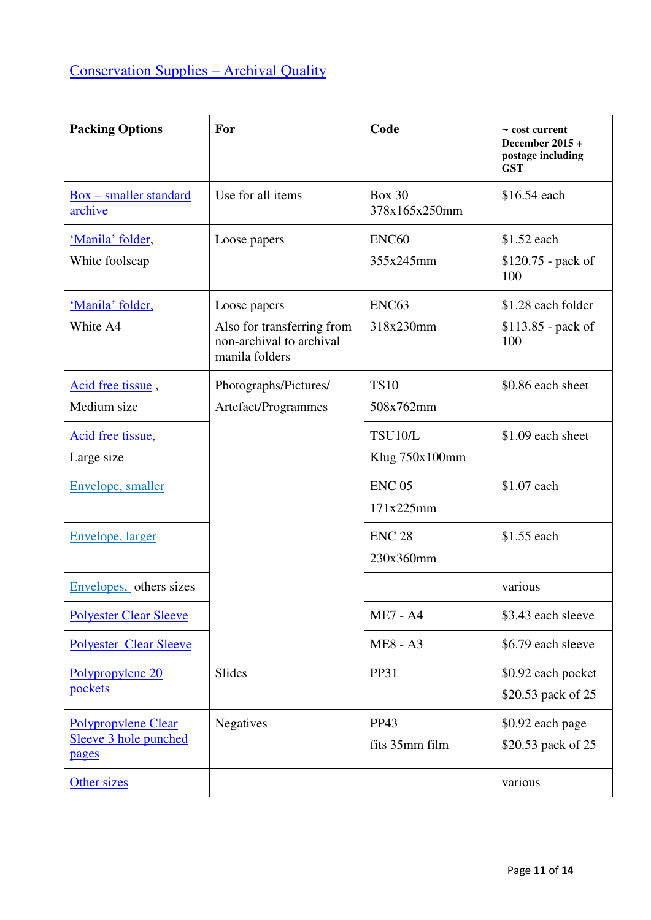# Conservation Supplies – Archival Quality

| Packing Options | For | Code | ~ cost current December 2015 + postage including GST |
|---|---|---|---|
| Box – smaller standard archive | Use for all items | Box 30 378x165x250mm | $16.54 each |
| 'Manila' folder, White foolscap | Loose papers | ENC60 355x245mm | $1.52 each $120.75 - pack of 100 |
| 'Manila' folder, White A4 | Loose papers Also for transferring from non-archival to archival manila folders | ENC63 318x230mm | $1.28 each folder $113.85 - pack of 100 |
| Acid free tissue , Medium size | Photographs/Pictures/ Artefact/Programmes | TS10 508x762mm | $0.86 each sheet |
| Acid free tissue, Large size | | TSU10/L Klug 750x100mm | $1.09 each sheet |
| Envelope, smaller | | ENC 05 171x225mm | $1.07 each |
| Envelope, larger | | ENC 28 230x360mm | $1.55 each |
| Envelopes, others sizes | | | various |
| Polyester Clear Sleeve | | ME7 - A4 | $3.43 each sleeve |
| Polyester Clear Sleeve | | ME8 - A3 | $6.79 each sleeve |
| Polypropylene 20 pockets | Slides | PP31 | $0.92 each pocket $20.53 pack of 25 |
| Polypropylene Clear Sleeve 3 hole punched pages | Negatives | PP43 fits 35mm film | $0.92 each page $20.53 pack of 25 |
| Other sizes | | | various |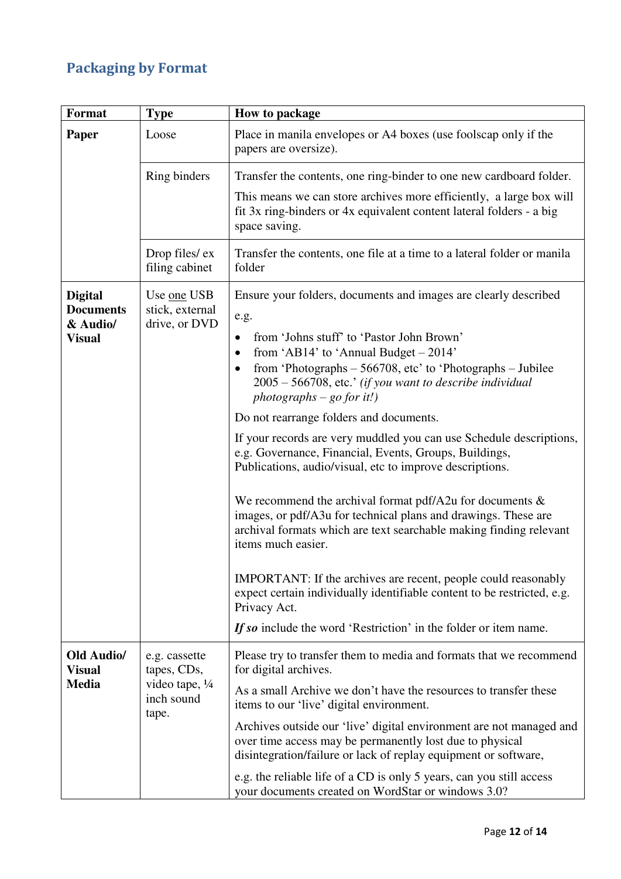## Packaging by Format

| Format | Type | How to package |
|---|---|---|
| **Paper** | Loose | Place in manila envelopes or A4 boxes (use foolscap only if the papers are oversize). |
| | Ring binders | Transfer the contents, one ring-binder to one new cardboard folder.<br><br>This means we can store archives more efficiently, a large box will fit 3x ring-binders or 4x equivalent content lateral folders - a big space saving. |
| | Drop files/ ex filing cabinet | Transfer the contents, one file at a time to a lateral folder or manila folder |
| **Digital Documents & Audio/ Visual** | Use <u>one</u> USB stick, external drive, or DVD | Ensure your folders, documents and images are clearly described<br><br>e.g.<br><br>• from 'Johns stuff' to 'Pastor John Brown'<br>• from 'AB14' to 'Annual Budget – 2014'<br>• from 'Photographs – 566708, etc' to 'Photographs – Jubilee 2005 – 566708, etc.' *(if you want to describe individual photographs – go for it!)*<br><br>Do not rearrange folders and documents.<br><br>If your records are very muddled you can use Schedule descriptions, e.g. Governance, Financial, Events, Groups, Buildings, Publications, audio/visual, etc to improve descriptions.<br><br>We recommend the archival format pdf/A2u for documents & images, or pdf/A3u for technical plans and drawings. These are archival formats which are text searchable making finding relevant items much easier.<br><br>IMPORTANT: If the archives are recent, people could reasonably expect certain individually identifiable content to be restricted, e.g. Privacy Act.<br><br>***If so*** include the word 'Restriction' in the folder or item name. |
| **Old Audio/ Visual Media** | e.g. cassette tapes, CDs, video tape, ¼ inch sound tape. | Please try to transfer them to media and formats that we recommend for digital archives.<br><br>As a small Archive we don't have the resources to transfer these items to our 'live' digital environment.<br><br>Archives outside our 'live' digital environment are not managed and over time access may be permanently lost due to physical disintegration/failure or lack of replay equipment or software,<br><br>e.g. the reliable life of a CD is only 5 years, can you still access your documents created on WordStar or windows 3.0? |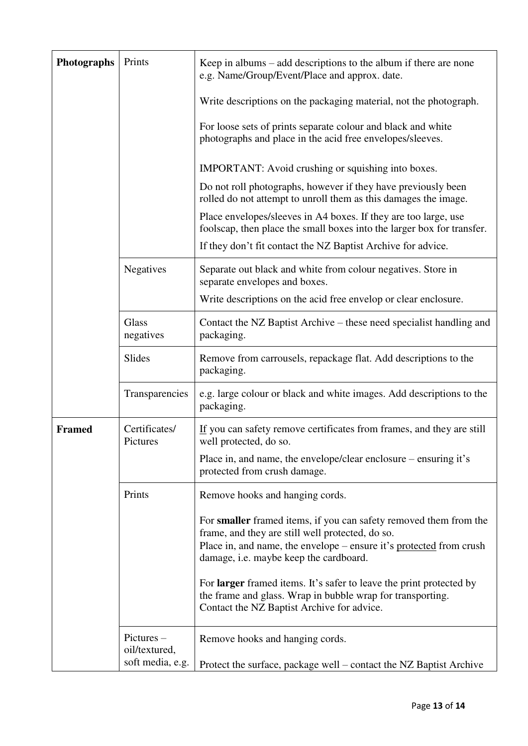| | | |
|---|---|---|
| **Photographs** | Prints | Keep in albums – add descriptions to the album if there are none e.g. Name/Group/Event/Place and approx. date.<br><br>Write descriptions on the packaging material, not the photograph.<br><br>For loose sets of prints separate colour and black and white photographs and place in the acid free envelopes/sleeves.<br><br>IMPORTANT: Avoid crushing or squishing into boxes.<br><br>Do not roll photographs, however if they have previously been rolled do not attempt to unroll them as this damages the image.<br><br>Place envelopes/sleeves in A4 boxes. If they are too large, use foolscap, then place the small boxes into the larger box for transfer.<br><br>If they don't fit contact the NZ Baptist Archive for advice. |
| | Negatives | Separate out black and white from colour negatives. Store in separate envelopes and boxes.<br><br>Write descriptions on the acid free envelop or clear enclosure. |
| | Glass negatives | Contact the NZ Baptist Archive – these need specialist handling and packaging. |
| | Slides | Remove from carrousels, repackage flat. Add descriptions to the packaging. |
| | Transparencies | e.g. large colour or black and white images. Add descriptions to the packaging. |
| **Framed** | Certificates/ Pictures | <u>If</u> you can safety remove certificates from frames, and they are still well protected, do so.<br><br>Place in, and name, the envelope/clear enclosure – ensuring it's protected from crush damage. |
| | Prints | Remove hooks and hanging cords.<br><br>For **smaller** framed items, if you can safety removed them from the frame, and they are still well protected, do so.<br>Place in, and name, the envelope – ensure it's <u>protected</u> from crush damage, i.e. maybe keep the cardboard.<br><br>For **larger** framed items. It's safer to leave the print protected by the frame and glass. Wrap in bubble wrap for transporting.<br>Contact the NZ Baptist Archive for advice. |
| | Pictures – oil/textured, soft media, e.g. | Remove hooks and hanging cords.<br><br>Protect the surface, package well – contact the NZ Baptist Archive |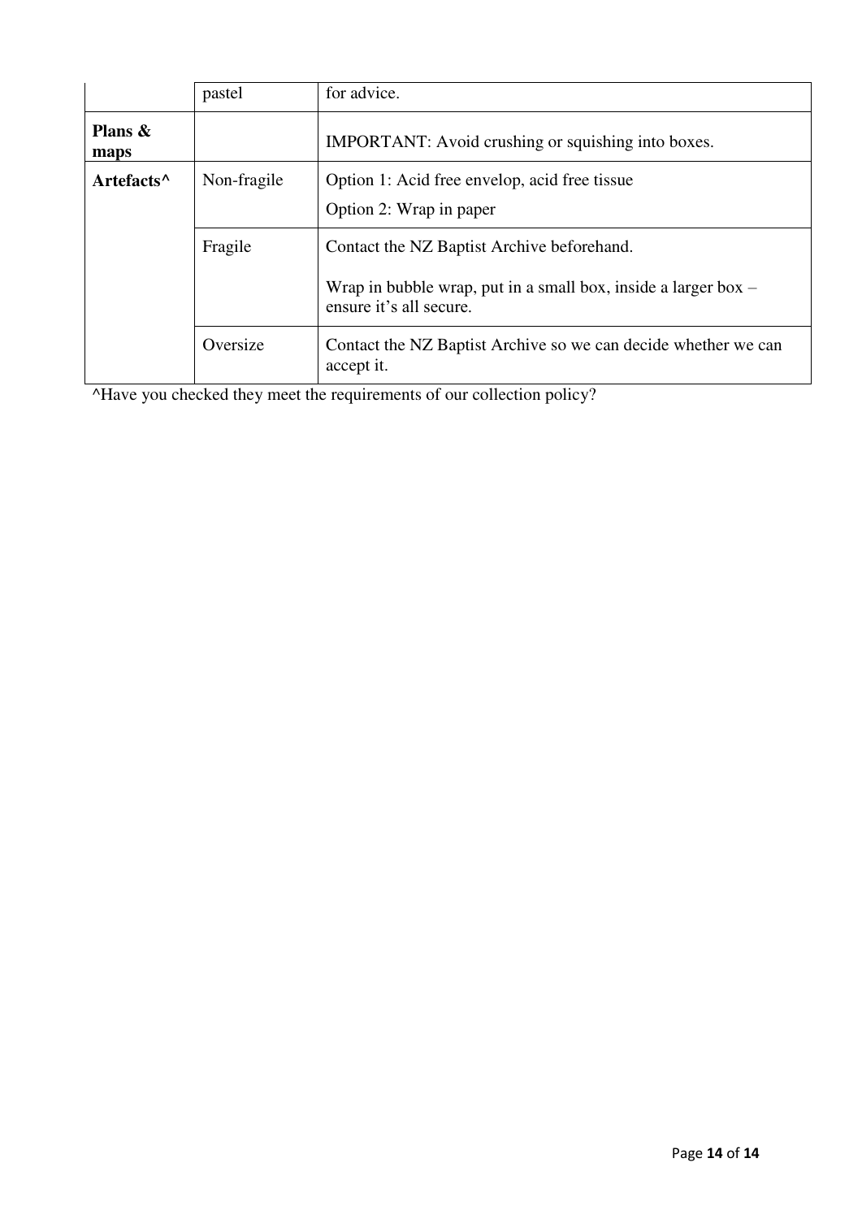| | | |
|---|---|---|
| | pastel | for advice. |
| **Plans & maps** | | IMPORTANT: Avoid crushing or squishing into boxes. |
| **Artefacts^** | Non-fragile | Option 1: Acid free envelop, acid free tissue<br>Option 2: Wrap in paper |
| | Fragile | Contact the NZ Baptist Archive beforehand.<br><br>Wrap in bubble wrap, put in a small box, inside a larger box – ensure it's all secure. |
| | Oversize | Contact the NZ Baptist Archive so we can decide whether we can accept it. |

^Have you checked they meet the requirements of our collection policy?